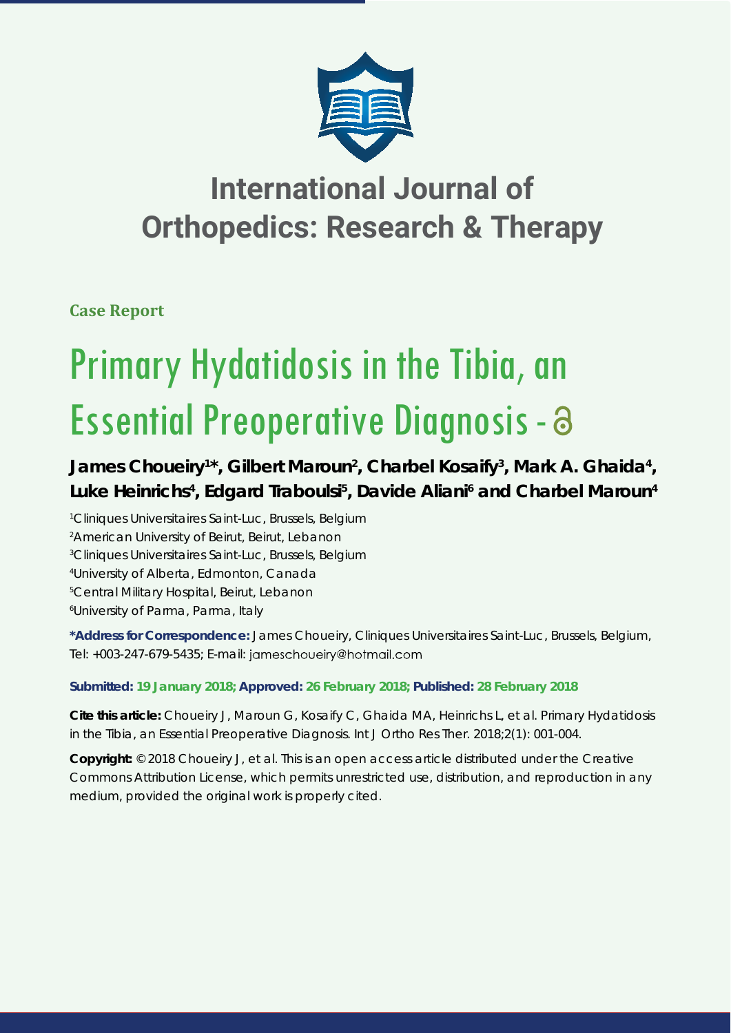# International Journal of Orthopedics: Research & Therapy

**Case Report**

# Primary Hydatidosis in the Tibia, an Essential Preoperative Diagnosis

**James Choueiry[1]\*, Gilbert Maroun[2], Charbel Kosaify[3], Mark A. Ghaida[4], Luke Heinrichs[4], Edgard Traboulsi[5], Davide Aliani[6] and Charbel Maroun[4]**

[1]Cliniques Universitaires Saint-Luc, Brussels, Belgium
[2]American University of Beirut, Beirut, Lebanon
[3]Cliniques Universitaires Saint-Luc, Brussels, Belgium
[4]University of Alberta, Edmonton, Canada
[5]Central Military Hospital, Beirut, Lebanon
[6]University of Parma, Parma, Italy

**\*Address for Correspondence:** James Choueiry, Cliniques Universitaires Saint-Luc, Brussels, Belgium, Tel: +003-247-679-5435; E-mail: jameschoueiry@hotmail.com

**Submitted: 19 January 2018; Approved: 26 February 2018; Published: 28 February 2018**

**Cite this article:** Choueiry J, Maroun G, Kosaify C, Ghaida MA, Heinrichs L, et al. Primary Hydatidosis in the Tibia, an Essential Preoperative Diagnosis. Int J Ortho Res Ther. 2018;2(1): 001-004.

**Copyright:** © 2018 Choueiry J, et al. This is an open access article distributed under the Creative Commons Attribution License, which permits unrestricted use, distribution, and reproduction in any medium, provided the original work is properly cited.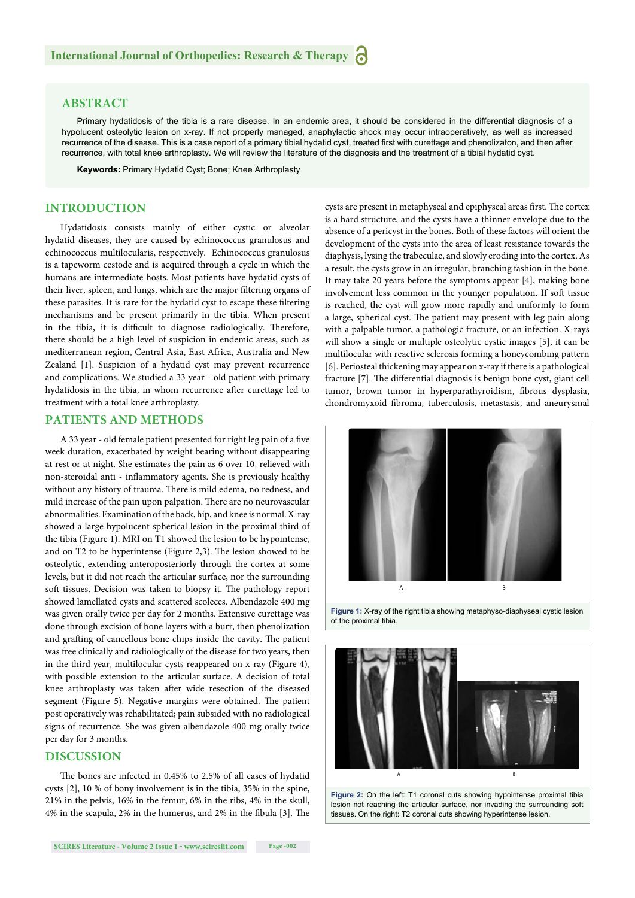## ABSTRACT

Primary hydatidosis of the tibia is a rare disease. In an endemic area, it should be considered in the differential diagnosis of a hypolucent osteolytic lesion on x-ray. If not properly managed, anaphylactic shock may occur intraoperatively, as well as increased recurrence of the disease. This is a case report of a primary tibial hydatid cyst, treated first with curettage and phenolizaton, and then after recurrence, with total knee arthroplasty. We will review the literature of the diagnosis and the treatment of a tibial hydatid cyst.

**Keywords:** Primary Hydatid Cyst; Bone; Knee Arthroplasty

## INTRODUCTION

Hydatidosis consists mainly of either cystic or alveolar hydatid diseases, they are caused by echinococcus granulosus and echinococcus multilocularis, respectively. Echinococcus granulosus is a tapeworm cestode and is acquired through a cycle in which the humans are intermediate hosts. Most patients have hydatid cysts of their liver, spleen, and lungs, which are the major filtering organs of these parasites. It is rare for the hydatid cyst to escape these filtering mechanisms and be present primarily in the tibia. When present in the tibia, it is difficult to diagnose radiologically. Therefore, there should be a high level of suspicion in endemic areas, such as mediterranean region, Central Asia, East Africa, Australia and New Zealand [1]. Suspicion of a hydatid cyst may prevent recurrence and complications. We studied a 33 year - old patient with primary hydatidosis in the tibia, in whom recurrence after curettage led to treatment with a total knee arthroplasty.

## PATIENTS AND METHODS

A 33 year - old female patient presented for right leg pain of a five week duration, exacerbated by weight bearing without disappearing at rest or at night. She estimates the pain as 6 over 10, relieved with non-steroidal anti - inflammatory agents. She is previously healthy without any history of trauma. There is mild edema, no redness, and mild increase of the pain upon palpation. There are no neurovascular abnormalities. Examination of the back, hip, and knee is normal. X-ray showed a large hypolucent spherical lesion in the proximal third of the tibia (Figure 1). MRI on T1 showed the lesion to be hypointense, and on T2 to be hyperintense (Figure 2,3). The lesion showed to be osteolytic, extending anteroposteriorly through the cortex at some levels, but it did not reach the articular surface, nor the surrounding soft tissues. Decision was taken to biopsy it. The pathology report showed lamellated cysts and scattered scoleces. Albendazole 400 mg was given orally twice per day for 2 months. Extensive curettage was done through excision of bone layers with a burr, then phenolization and grafting of cancellous bone chips inside the cavity. The patient was free clinically and radiologically of the disease for two years, then in the third year, multilocular cysts reappeared on x-ray (Figure 4), with possible extension to the articular surface. A decision of total knee arthroplasty was taken after wide resection of the diseased segment (Figure 5). Negative margins were obtained. The patient post operatively was rehabilitated; pain subsided with no radiological signs of recurrence. She was given albendazole 400 mg orally twice per day for 3 months.

## DISCUSSION

The bones are infected in 0.45% to 2.5% of all cases of hydatid cysts [2], 10 % of bony involvement is in the tibia, 35% in the spine, 21% in the pelvis, 16% in the femur, 6% in the ribs, 4% in the skull, 4% in the scapula, 2% in the humerus, and 2% in the fibula [3]. The cysts are present in metaphyseal and epiphyseal areas first. The cortex is a hard structure, and the cysts have a thinner envelope due to the absence of a pericyst in the bones. Both of these factors will orient the development of the cysts into the area of least resistance towards the diaphysis, lysing the trabeculae, and slowly eroding into the cortex. As a result, the cysts grow in an irregular, branching fashion in the bone. It may take 20 years before the symptoms appear [4], making bone involvement less common in the younger population. If soft tissue is reached, the cyst will grow more rapidly and uniformly to form a large, spherical cyst. The patient may present with leg pain along with a palpable tumor, a pathologic fracture, or an infection. X-rays will show a single or multiple osteolytic cystic images [5], it can be multilocular with reactive sclerosis forming a honeycombing pattern [6]. Periosteal thickening may appear on x-ray if there is a pathological fracture [7]. The differential diagnosis is benign bone cyst, giant cell tumor, brown tumor in hyperparathyroidism, fibrous dysplasia, chondromyxoid fibroma, tuberculosis, metastasis, and aneurysmal

**Figure 1:** X-ray of the right tibia showing metaphyso-diaphyseal cystic lesion of the proximal tibia.

**Figure 2:** On the left: T1 coronal cuts showing hypointense proximal tibia lesion not reaching the articular surface, nor invading the surrounding soft tissues. On the right: T2 coronal cuts showing hyperintense lesion.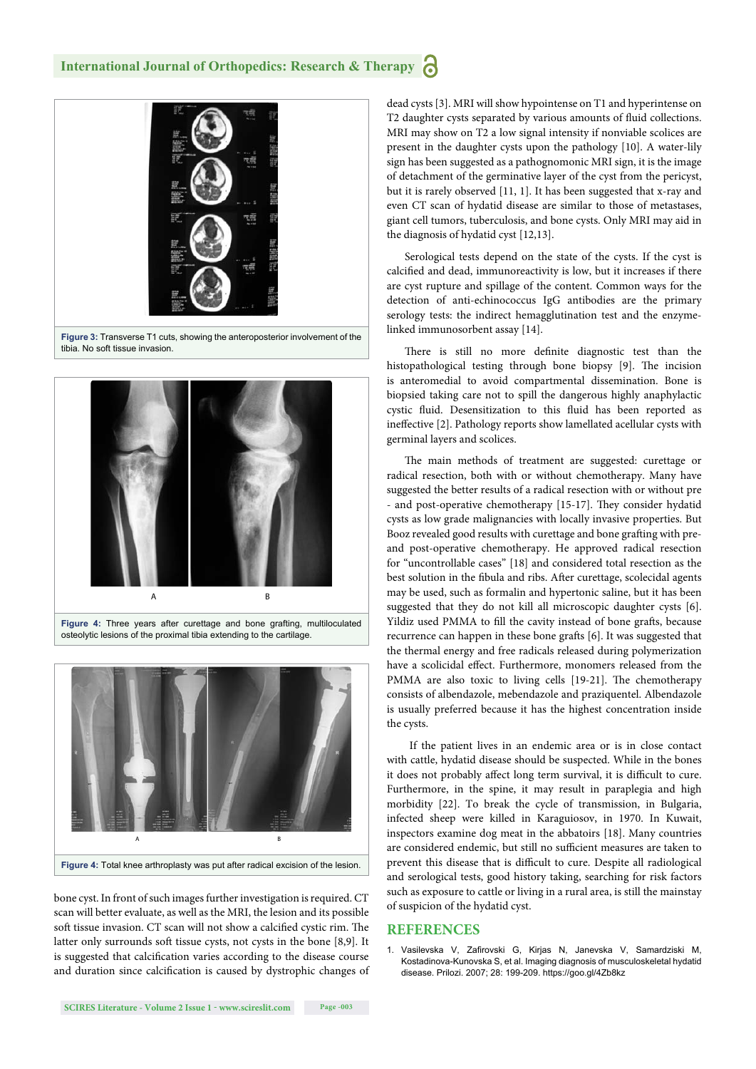Figure 3: Transverse T1 cuts, showing the anteroposterior involvement of the tibia. No soft tissue invasion.

Figure 4: Three years after curettage and bone grafting, multiloculated osteolytic lesions of the proximal tibia extending to the cartilage.

Figure 4: Total knee arthroplasty was put after radical excision of the lesion.

bone cyst. In front of such images further investigation is required. CT scan will better evaluate, as well as the MRI, the lesion and its possible soft tissue invasion. CT scan will not show a calcified cystic rim. The latter only surrounds soft tissue cysts, not cysts in the bone [8,9]. It is suggested that calcification varies according to the disease course and duration since calcification is caused by dystrophic changes of dead cysts [3]. MRI will show hypointense on T1 and hyperintense on T2 daughter cysts separated by various amounts of fluid collections. MRI may show on T2 a low signal intensity if nonviable scolices are present in the daughter cysts upon the pathology [10]. A water-lily sign has been suggested as a pathognomonic MRI sign, it is the image of detachment of the germinative layer of the cyst from the pericyst, but it is rarely observed [11, 1]. It has been suggested that x-ray and even CT scan of hydatid disease are similar to those of metastases, giant cell tumors, tuberculosis, and bone cysts. Only MRI may aid in the diagnosis of hydatid cyst [12,13].

Serological tests depend on the state of the cysts. If the cyst is calcified and dead, immunoreactivity is low, but it increases if there are cyst rupture and spillage of the content. Common ways for the detection of anti-echinococcus IgG antibodies are the primary serology tests: the indirect hemagglutination test and the enzyme-linked immunosorbent assay [14].

There is still no more definite diagnostic test than the histopathological testing through bone biopsy [9]. The incision is anteromedial to avoid compartmental dissemination. Bone is biopsied taking care not to spill the dangerous highly anaphylactic cystic fluid. Desensitization to this fluid has been reported as ineffective [2]. Pathology reports show lamellated acellular cysts with germinal layers and scolices.

The main methods of treatment are suggested: curettage or radical resection, both with or without chemotherapy. Many have suggested the better results of a radical resection with or without pre - and post-operative chemotherapy [15-17]. They consider hydatid cysts as low grade malignancies with locally invasive properties. But Booz revealed good results with curettage and bone grafting with pre- and post-operative chemotherapy. He approved radical resection for "uncontrollable cases" [18] and considered total resection as the best solution in the fibula and ribs. After curettage, scolecidal agents may be used, such as formalin and hypertonic saline, but it has been suggested that they do not kill all microscopic daughter cysts [6]. Yildiz used PMMA to fill the cavity instead of bone grafts, because recurrence can happen in these bone grafts [6]. It was suggested that the thermal energy and free radicals released during polymerization have a scolicidal effect. Furthermore, monomers released from the PMMA are also toxic to living cells [19-21]. The chemotherapy consists of albendazole, mebendazole and praziquentel. Albendazole is usually preferred because it has the highest concentration inside the cysts.

If the patient lives in an endemic area or is in close contact with cattle, hydatid disease should be suspected. While in the bones it does not probably affect long term survival, it is difficult to cure. Furthermore, in the spine, it may result in paraplegia and high morbidity [22]. To break the cycle of transmission, in Bulgaria, infected sheep were killed in Karaguiosov, in 1970. In Kuwait, inspectors examine dog meat in the abbatoirs [18]. Many countries are considered endemic, but still no sufficient measures are taken to prevent this disease that is difficult to cure. Despite all radiological and serological tests, good history taking, searching for risk factors such as exposure to cattle or living in a rural area, is still the mainstay of suspicion of the hydatid cyst.

## REFERENCES

1. Vasilevska V, Zafirovski G, Kirjas N, Janevska V, Samardziski M, Kostadinova-Kunovska S, et al. Imaging diagnosis of musculoskeletal hydatid disease. Prilozi. 2007; 28: 199-209. https://goo.gl/4Zb8kz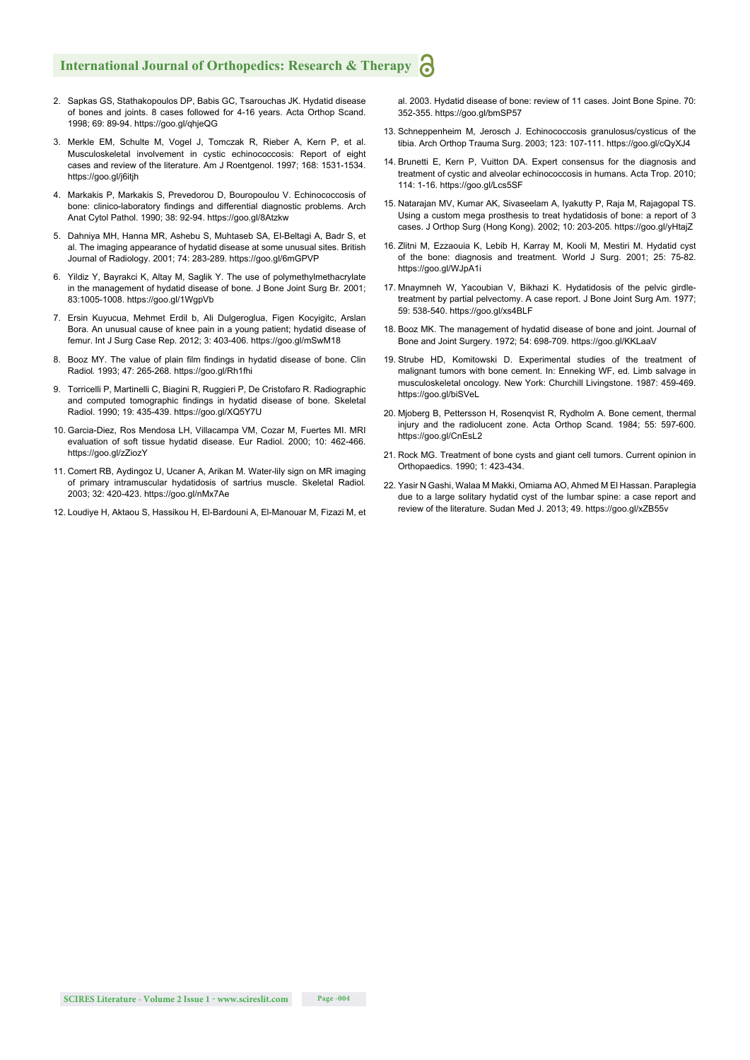2. Sapkas GS, Stathakopoulos DP, Babis GC, Tsarouchas JK. Hydatid disease of bones and joints. 8 cases followed for 4-16 years. Acta Orthop Scand. 1998; 69: 89-94. https://goo.gl/qhjeQG

3. Merkle EM, Schulte M, Vogel J, Tomczak R, Rieber A, Kern P, et al. Musculoskeletal involvement in cystic echinococcosis: Report of eight cases and review of the literature. Am J Roentgenol. 1997; 168: 1531-1534. https://goo.gl/j6itjh

4. Markakis P, Markakis S, Prevedorou D, Bouropoulou V. Echinococcosis of bone: clinico-laboratory findings and differential diagnostic problems. Arch Anat Cytol Pathol. 1990; 38: 92-94. https://goo.gl/8Atzkw

5. Dahniya MH, Hanna MR, Ashebu S, Muhtaseb SA, El-Beltagi A, Badr S, et al. The imaging appearance of hydatid disease at some unusual sites. British Journal of Radiology. 2001; 74: 283-289. https://goo.gl/6mGPVP

6. Yildiz Y, Bayrakci K, Altay M, Saglik Y. The use of polymethylmethacrylate in the management of hydatid disease of bone. J Bone Joint Surg Br. 2001; 83:1005-1008. https://goo.gl/1WgpVb

7. Ersin Kuyucua, Mehmet Erdil b, Ali Dulgeroglua, Figen Kocyigitc, Arslan Bora. An unusual cause of knee pain in a young patient; hydatid disease of femur. Int J Surg Case Rep. 2012; 3: 403-406. https://goo.gl/mSwM18

8. Booz MY. The value of plain film findings in hydatid disease of bone. Clin Radiol. 1993; 47: 265-268. https://goo.gl/Rh1fhi

9. Torricelli P, Martinelli C, Biagini R, Ruggieri P, De Cristofaro R. Radiographic and computed tomographic findings in hydatid disease of bone. Skeletal Radiol. 1990; 19: 435-439. https://goo.gl/XQ5Y7U

10. Garcia-Diez, Ros Mendosa LH, Villacampa VM, Cozar M, Fuertes MI. MRI evaluation of soft tissue hydatid disease. Eur Radiol. 2000; 10: 462-466. https://goo.gl/zZiozY

11. Comert RB, Aydingoz U, Ucaner A, Arikan M. Water-lily sign on MR imaging of primary intramuscular hydatidosis of sartrius muscle. Skeletal Radiol. 2003; 32: 420-423. https://goo.gl/nMx7Ae

12. Loudiye H, Aktaou S, Hassikou H, El-Bardouni A, El-Manouar M, Fizazi M, et al. 2003. Hydatid disease of bone: review of 11 cases. Joint Bone Spine. 70: 352-355. https://goo.gl/bmSP57

13. Schneppenheim M, Jerosch J. Echinococcosis granulosus/cysticus of the tibia. Arch Orthop Trauma Surg. 2003; 123: 107-111. https://goo.gl/cQyXJ4

14. Brunetti E, Kern P, Vuitton DA. Expert consensus for the diagnosis and treatment of cystic and alveolar echinococcosis in humans. Acta Trop. 2010; 114: 1-16. https://goo.gl/Lcs5SF

15. Natarajan MV, Kumar AK, Sivaseelam A, Iyakutty P, Raja M, Rajagopal TS. Using a custom mega prosthesis to treat hydatidosis of bone: a report of 3 cases. J Orthop Surg (Hong Kong). 2002; 10: 203-205. https://goo.gl/yHtajZ

16. Zlitni M, Ezzaouia K, Lebib H, Karray M, Kooli M, Mestiri M. Hydatid cyst of the bone: diagnosis and treatment. World J Surg. 2001; 25: 75-82. https://goo.gl/WJpA1i

17. Mnaymneh W, Yacoubian V, Bikhazi K. Hydatidosis of the pelvic girdle-treatment by partial pelvectomy. A case report. J Bone Joint Surg Am. 1977; 59: 538-540. https://goo.gl/xs4BLF

18. Booz MK. The management of hydatid disease of bone and joint. Journal of Bone and Joint Surgery. 1972; 54: 698-709. https://goo.gl/KKLaaV

19. Strube HD, Komitowski D. Experimental studies of the treatment of malignant tumors with bone cement. In: Enneking WF, ed. Limb salvage in musculoskeletal oncology. New York: Churchill Livingstone. 1987: 459-469. https://goo.gl/biSVeL

20. Mjoberg B, Pettersson H, Rosenqvist R, Rydholm A. Bone cement, thermal injury and the radiolucent zone. Acta Orthop Scand. 1984; 55: 597-600. https://goo.gl/CnEsL2

21. Rock MG. Treatment of bone cysts and giant cell tumors. Current opinion in Orthopaedics. 1990; 1: 423-434.

22. Yasir N Gashi, Walaa M Makki, Omiama AO, Ahmed M El Hassan. Paraplegia due to a large solitary hydatid cyst of the lumbar spine: a case report and review of the literature. Sudan Med J. 2013; 49. https://goo.gl/xZB55v